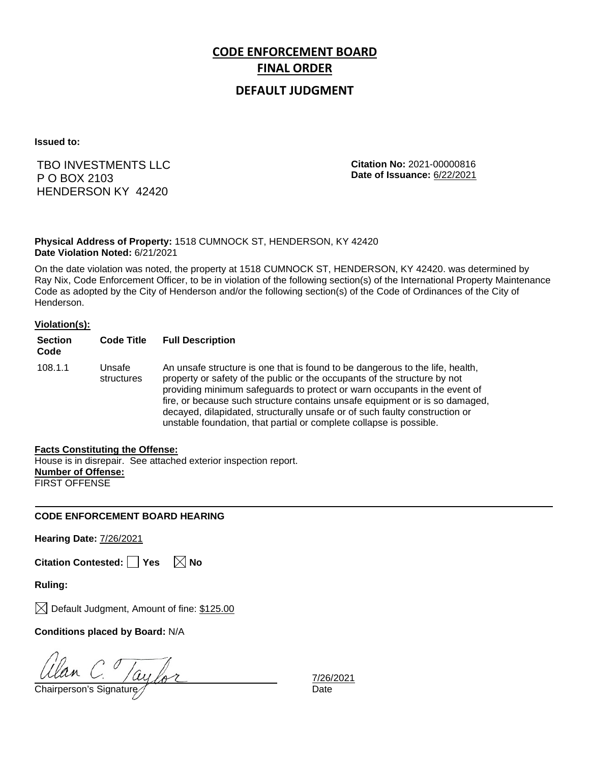# CODE ENFORCEMENT BOARD

## FINAL ORDER

### DEFAULT JUDGMENT

**Issued to:**

TBO INVESTMENTS LLC
P O BOX 2103
HENDERSON KY 42420

**Citation No:** 2021-00000816
**Date of Issuance:** 6/22/2021

**Physical Address of Property:** 1518 CUMNOCK ST, HENDERSON, KY 42420
**Date Violation Noted:** 6/21/2021

On the date violation was noted, the property at 1518 CUMNOCK ST, HENDERSON, KY 42420. was determined by Ray Nix, Code Enforcement Officer, to be in violation of the following section(s) of the International Property Maintenance Code as adopted by the City of Henderson and/or the following section(s) of the Code of Ordinances of the City of Henderson.

**Violation(s):**

| Section Code | Code Title | Full Description |
|---|---|---|
| 108.1.1 | Unsafe structures | An unsafe structure is one that is found to be dangerous to the life, health, property or safety of the public or the occupants of the structure by not providing minimum safeguards to protect or warn occupants in the event of fire, or because such structure contains unsafe equipment or is so damaged, decayed, dilapidated, structurally unsafe or of such faulty construction or unstable foundation, that partial or complete collapse is possible. |

**Facts Constituting the Offense:**
House is in disrepair. See attached exterior inspection report.
**Number of Offense:**
FIRST OFFENSE

---

**CODE ENFORCEMENT BOARD HEARING**

**Hearing Date:** 7/26/2021

**Citation Contested:** ☐ Yes ☒ No

**Ruling:**

☒ Default Judgment, Amount of fine: $125.00

**Conditions placed by Board:** N/A

Alan C. Taylor
Chairperson's Signature

7/26/2021
Date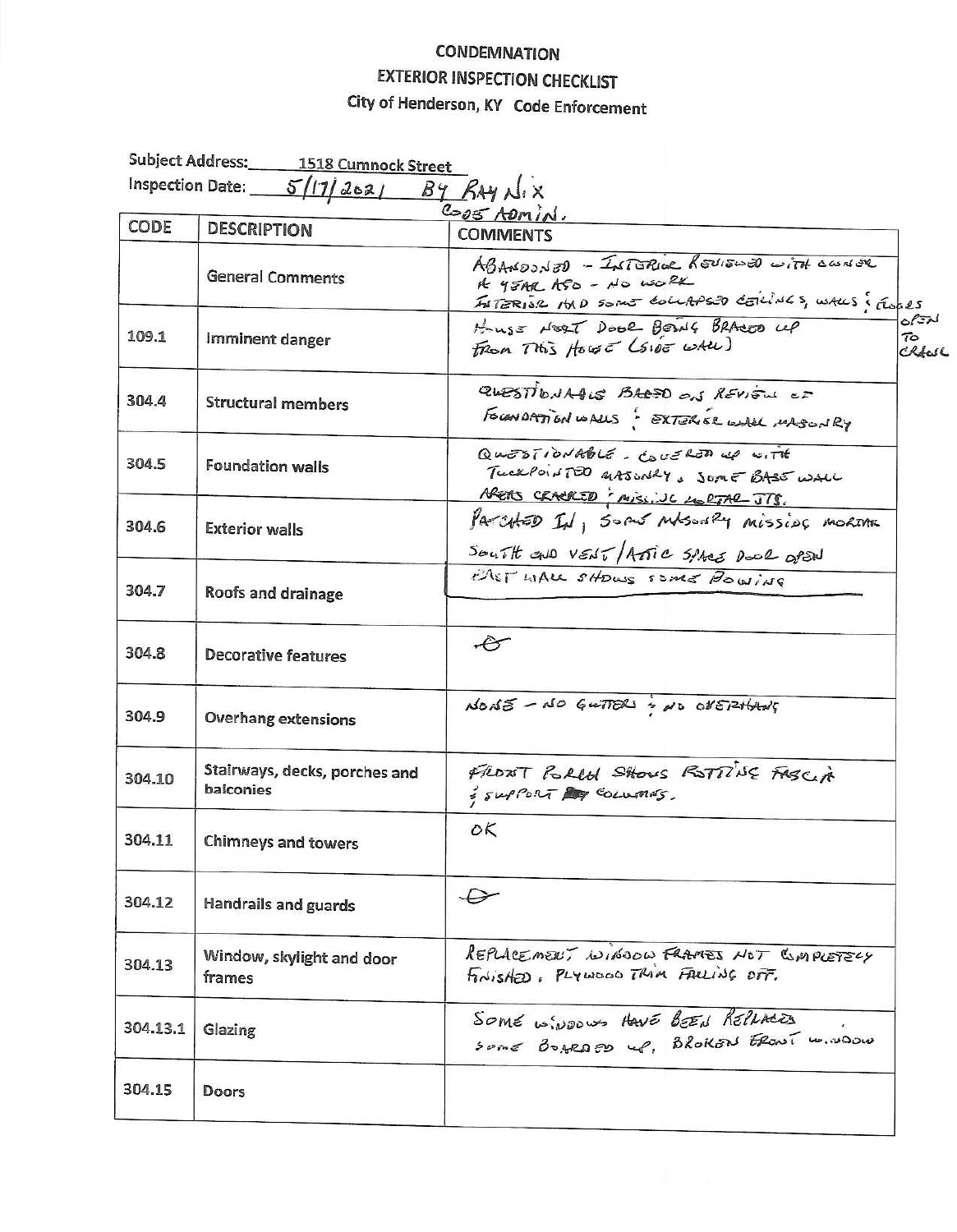**CONDEMNATION**

**EXTERIOR INSPECTION CHECKLIST**

**City of Henderson, KY Code Enforcement**

Subject Address: 1518 Cumnock Street

Inspection Date: 5/17/2021 BY RAY NIX CODE ADMIN.

| CODE | DESCRIPTION | COMMENTS |
|---|---|---|
| | General Comments | ABANDONED - INTERIOR REVIEWED WITH OWNER A YEAR AGO - NO WORK. INTERIOR HAD SOME COLLAPSED CEILINGS, WALLS & FLOORS OPEN TO CRAWL |
| 109.1 | Imminent danger | HOUSE NEXT DOOR BEING BRACED UP FROM THIS HOUSE (SIDE WALL) |
| 304.4 | Structural members | QUESTIONABLE BASED ON REVIEW OF FOUNDATION WALLS & EXTERIOR WALL MASONRY |
| 304.5 | Foundation walls | QUESTIONABLE - COVERED UP WITH TUCKPOINTED MASONRY. SOME BASE WALL AREAS CRACKED & MISSING MORTAR JTS. |
| 304.6 | Exterior walls | PATCHED IN, SOME MASONRY MISSING MORTAR. SOUTH END VENT/ATTIC SPACE DOOR OPEN. EAST WALL SHOWS SOME BOWING |
| 304.7 | Roofs and drainage | |
| 304.8 | Decorative features | Ø |
| 304.9 | Overhang extensions | NONE - NO GUTTERS & NO OVERHANG |
| 304.10 | Stairways, decks, porches and balconies | FRONT PORCH SHOWS ROTTING FASCIA & SUPPORT COLUMNS. |
| 304.11 | Chimneys and towers | OK |
| 304.12 | Handrails and guards | Ø |
| 304.13 | Window, skylight and door frames | REPLACEMENT WINDOW FRAMES NOT COMPLETELY FINISHED. PLYWOOD TRIM FALLING OFF. |
| 304.13.1 | Glazing | SOME WINDOWS HAVE BEEN REPLACED, SOME BOARDED UP, BROKEN FRONT WINDOW |
| 304.15 | Doors | |